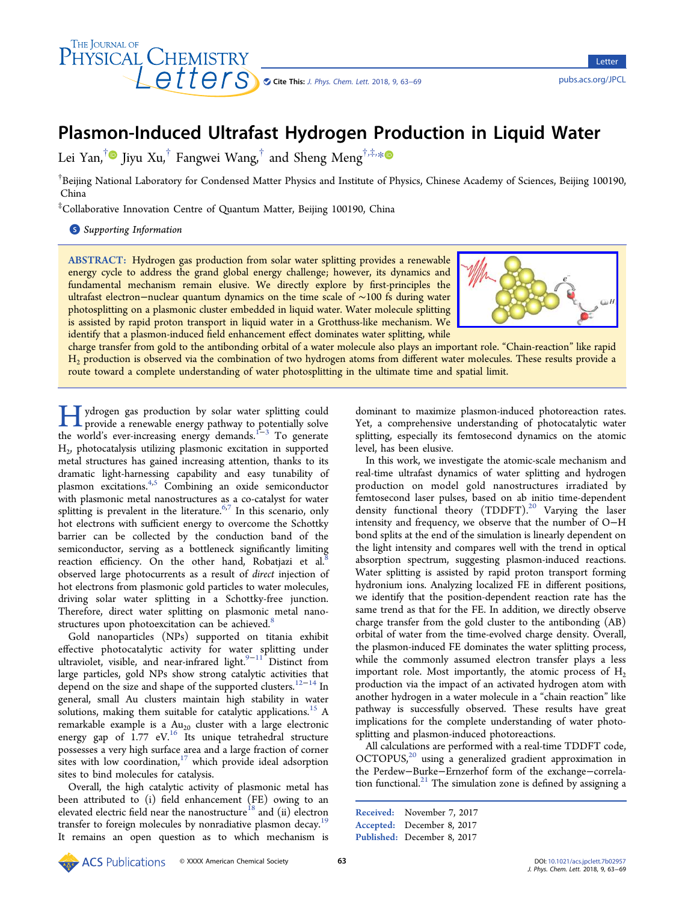# Plasmon-Induced Ultrafast Hydrogen Production in Liquid Water

Lei Yan,[†] Jiyu Xu,[†] Fangwei Wang,[†] and Sheng Meng[†,‡,*]

[†]Beijing National Laboratory for Condensed Matter Physics and Institute of Physics, Chinese Academy of Sciences, Beijing 100190, China

[‡]Collaborative Innovation Centre of Quantum Matter, Beijing 100190, China

Supporting Information

**ABSTRACT:** Hydrogen gas production from solar water splitting provides a renewable energy cycle to address the grand global energy challenge; however, its dynamics and fundamental mechanism remain elusive. We directly explore by first-principles the ultrafast electron−nuclear quantum dynamics on the time scale of ~100 fs during water photosplitting on a plasmonic cluster embedded in liquid water. Water molecule splitting is assisted by rapid proton transport in liquid water in a Grotthuss-like mechanism. We identify that a plasmon-induced field enhancement effect dominates water splitting, while charge transfer from gold to the antibonding orbital of a water molecule also plays an important role. "Chain-reaction" like rapid $H_2$ production is observed via the combination of two hydrogen atoms from different water molecules. These results provide a route toward a complete understanding of water photosplitting in the ultimate time and spatial limit.

Hydrogen gas production by solar water splitting could provide a renewable energy pathway to potentially solve the world's ever-increasing energy demands.[1−3] To generate $H_2$, photocatalysis utilizing plasmonic excitation in supported metal structures has gained increasing attention, thanks to its dramatic light-harnessing capability and easy tunability of plasmon excitations.[4,5] Combining an oxide semiconductor with plasmonic metal nanostructures as a co-catalyst for water splitting is prevalent in the literature.[6,7] In this scenario, only hot electrons with sufficient energy to overcome the Schottky barrier can be collected by the conduction band of the semiconductor, serving as a bottleneck significantly limiting reaction efficiency. On the other hand, Robatjazi et al.[8] observed large photocurrents as a result of *direct* injection of hot electrons from plasmonic gold particles to water molecules, driving solar water splitting in a Schottky-free junction. Therefore, direct water splitting on plasmonic metal nanostructures upon photoexcitation can be achieved.[8]

Gold nanoparticles (NPs) supported on titania exhibit effective photocatalytic activity for water splitting under ultraviolet, visible, and near-infrared light.[9−11] Distinct from large particles, gold NPs show strong catalytic activities that depend on the size and shape of the supported clusters.[12−14] In general, small Au clusters maintain high stability in water solutions, making them suitable for catalytic applications.[15] A remarkable example is a $Au_{20}$ cluster with a large electronic energy gap of 1.77 eV.[16] Its unique tetrahedral structure possesses a very high surface area and a large fraction of corner sites with low coordination,[17] which provide ideal adsorption sites to bind molecules for catalysis.

Overall, the high catalytic activity of plasmonic metal has been attributed to (i) field enhancement (FE) owing to an elevated electric field near the nanostructure[18] and (ii) electron transfer to foreign molecules by nonradiative plasmon decay.[19] It remains an open question as to which mechanism is dominant to maximize plasmon-induced photoreaction rates. Yet, a comprehensive understanding of photocatalytic water splitting, especially its femtosecond dynamics on the atomic level, has been elusive.

In this work, we investigate the atomic-scale mechanism and real-time ultrafast dynamics of water splitting and hydrogen production on model gold nanostructures irradiated by femtosecond laser pulses, based on ab initio time-dependent density functional theory (TDDFT).[20] Varying the laser intensity and frequency, we observe that the number of O−H bond splits at the end of the simulation is linearly dependent on the light intensity and compares well with the trend in optical absorption spectrum, suggesting plasmon-induced reactions. Water splitting is assisted by rapid proton transport forming hydronium ions. Analyzing localized FE in different positions, we identify that the position-dependent reaction rate has the same trend as that for the FE. In addition, we directly observe charge transfer from the gold cluster to the antibonding (AB) orbital of water from the time-evolved charge density. Overall, the plasmon-induced FE dominates the water splitting process, while the commonly assumed electron transfer plays a less important role. Most importantly, the atomic process of $H_2$ production via the impact of an activated hydrogen atom with another hydrogen in a water molecule in a "chain reaction" like pathway is successfully observed. These results have great implications for the complete understanding of water photosplitting and plasmon-induced photoreactions.

All calculations are performed with a real-time TDDFT code, OCTOPUS,[20] using a generalized gradient approximation in the Perdew−Burke−Ernzerhof form of the exchange−correlation functional.[21] The simulation zone is defined by assigning a

Received: November 7, 2017
Accepted: December 8, 2017
Published: December 8, 2017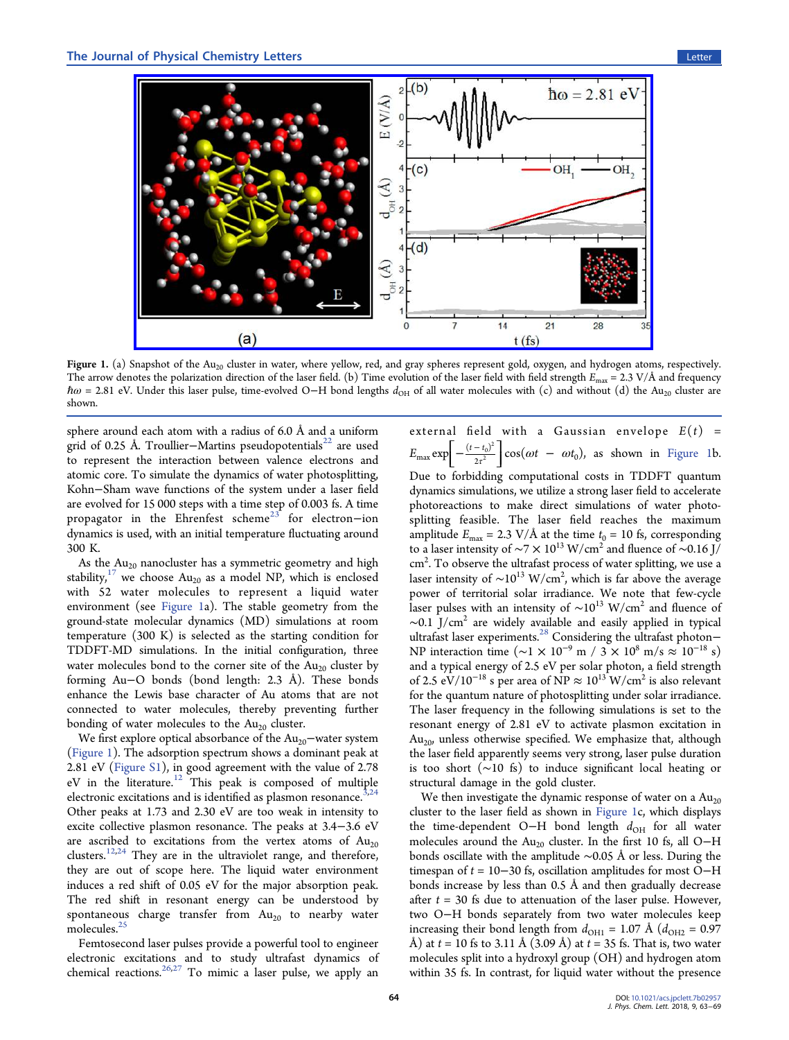**Figure 1.** (a) Snapshot of the $Au_{20}$ cluster in water, where yellow, red, and gray spheres represent gold, oxygen, and hydrogen atoms, respectively. The arrow denotes the polarization direction of the laser field. (b) Time evolution of the laser field with field strength $E_{max}$ = 2.3 V/Å and frequency $\hbar\omega$ = 2.81 eV. Under this laser pulse, time-evolved O−H bond lengths $d_{OH}$ of all water molecules with (c) and without (d) the $Au_{20}$ cluster are shown.

sphere around each atom with a radius of 6.0 Å and a uniform grid of 0.25 Å. Troullier−Martins pseudopotentials[22] are used to represent the interaction between valence electrons and atomic core. To simulate the dynamics of water photosplitting, Kohn−Sham wave functions of the system under a laser field are evolved for 15 000 steps with a time step of 0.003 fs. A time propagator in the Ehrenfest scheme[23] for electron−ion dynamics is used, with an initial temperature fluctuating around 300 K.

As the $Au_{20}$ nanocluster has a symmetric geometry and high stability,[17] we choose $Au_{20}$ as a model NP, which is enclosed with 52 water molecules to represent a liquid water environment (see Figure 1a). The stable geometry from the ground-state molecular dynamics (MD) simulations at room temperature (300 K) is selected as the starting condition for TDDFT-MD simulations. In the initial configuration, three water molecules bond to the corner site of the $Au_{20}$ cluster by forming Au−O bonds (bond length: 2.3 Å). These bonds enhance the Lewis base character of Au atoms that are not connected to water molecules, thereby preventing further bonding of water molecules to the $Au_{20}$ cluster.

We first explore optical absorbance of the $Au_{20}$−water system (Figure 1). The adsorption spectrum shows a dominant peak at 2.81 eV (Figure S1), in good agreement with the value of 2.78 eV in the literature.[12] This peak is composed of multiple electronic excitations and is identified as plasmon resonance.[3,24] Other peaks at 1.73 and 2.30 eV are too weak in intensity to excite collective plasmon resonance. The peaks at 3.4−3.6 eV are ascribed to excitations from the vertex atoms of $Au_{20}$ clusters.[12,24] They are in the ultraviolet range, and therefore, they are out of scope here. The liquid water environment induces a red shift of 0.05 eV for the major absorption peak. The red shift in resonant energy can be understood by spontaneous charge transfer from $Au_{20}$ to nearby water molecules.[25]

Femtosecond laser pulses provide a powerful tool to engineer electronic excitations and to study ultrafast dynamics of chemical reactions.[26,27] To mimic a laser pulse, we apply an external field with a Gaussian envelope $E(t) = E_{max}\exp\left[-\frac{(t-t_0)^2}{2\tau^2}\right]\cos(\omega t - \omega t_0)$, as shown in Figure 1b. Due to forbidding computational costs in TDDFT quantum dynamics simulations, we utilize a strong laser field to accelerate photoreactions to make direct simulations of water photosplitting feasible. The laser field reaches the maximum amplitude $E_{max}$ = 2.3 V/Å at the time $t_0$ = 10 fs, corresponding to a laser intensity of ~7 × $10^{13}$ W/cm$^2$ and fluence of ~0.16 J/cm$^2$. To observe the ultrafast process of water splitting, we use a laser intensity of ~$10^{13}$ W/cm$^2$, which is far above the average power of territorial solar irradiance. We note that few-cycle laser pulses with an intensity of ~$10^{13}$ W/cm$^2$ and fluence of ~0.1 J/cm$^2$ are widely available and easily applied in typical ultrafast laser experiments.[28] Considering the ultrafast photon−NP interaction time (~1 × $10^{-9}$ m / 3 × $10^8$ m/s ≈ $10^{-18}$ s) and a typical energy of 2.5 eV per solar photon, a field strength of 2.5 eV/$10^{-18}$ s per area of NP ≈ $10^{13}$ W/cm$^2$ is also relevant for the quantum nature of photosplitting under solar irradiance. The laser frequency in the following simulations is set to the resonant energy of 2.81 eV to activate plasmon excitation in $Au_{20}$, unless otherwise specified. We emphasize that, although the laser field apparently seems very strong, laser pulse duration is too short (~10 fs) to induce significant local heating or structural damage in the gold cluster.

We then investigate the dynamic response of water on a $Au_{20}$ cluster to the laser field as shown in Figure 1c, which displays the time-dependent O−H bond length $d_{OH}$ for all water molecules around the $Au_{20}$ cluster. In the first 10 fs, all O−H bonds oscillate with the amplitude ~0.05 Å or less. During the timespan of $t$ = 10−30 fs, oscillation amplitudes for most O−H bonds increase by less than 0.5 Å and then gradually decrease after $t$ = 30 fs due to attenuation of the laser pulse. However, two O−H bonds separately from two water molecules keep increasing their bond length from $d_{OH1}$ = 1.07 Å ($d_{OH2}$ = 0.97 Å) at $t$ = 10 fs to 3.11 Å (3.09 Å) at $t$ = 35 fs. That is, two water molecules split into a hydroxyl group (OH) and hydrogen atom within 35 fs. In contrast, for liquid water without the presence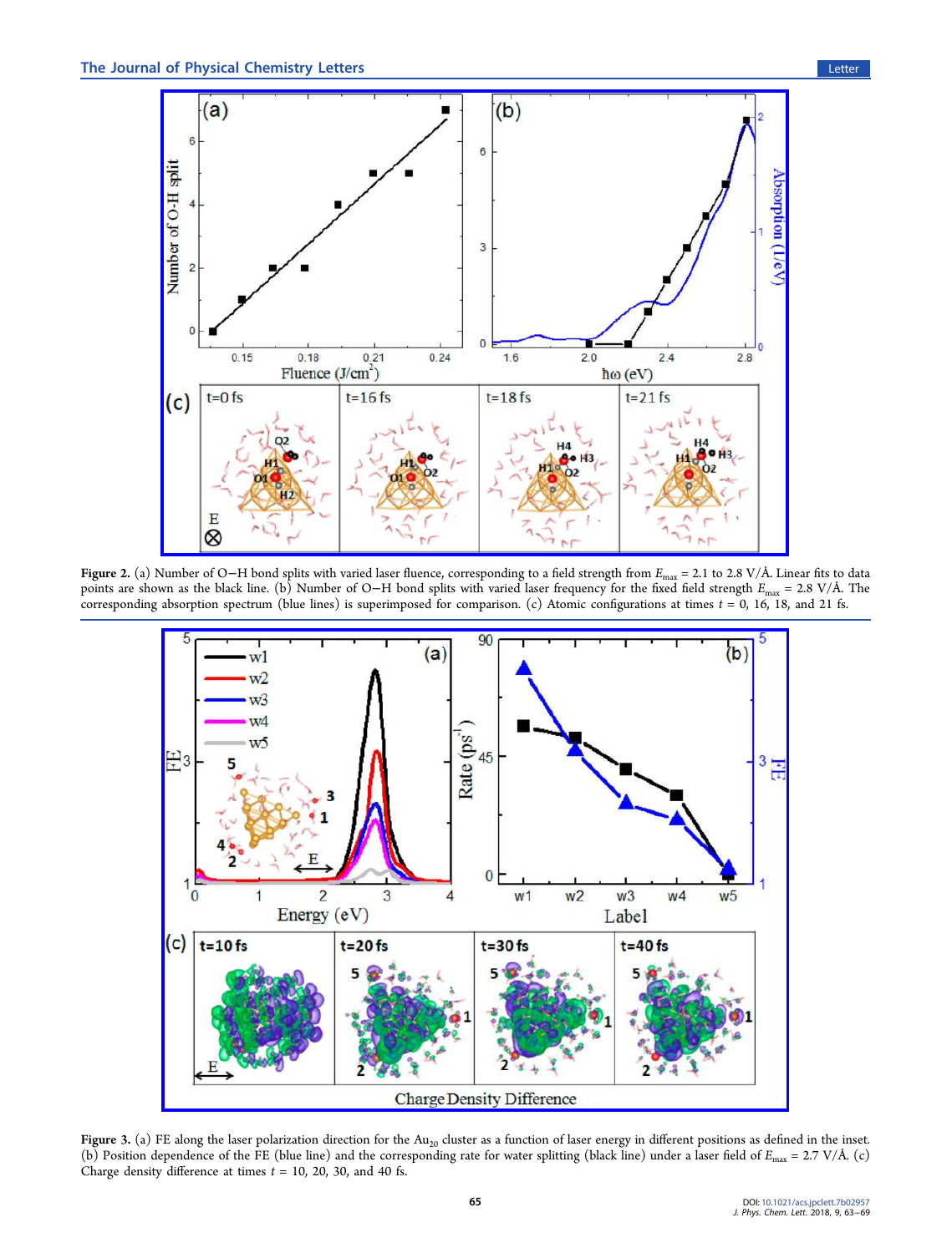Figure 2. (a) Number of O−H bond splits with varied laser fluence, corresponding to a field strength from $E_{max}$ = 2.1 to 2.8 V/Å. Linear fits to data points are shown as the black line. (b) Number of O−H bond splits with varied laser frequency for the fixed field strength $E_{max}$ = 2.8 V/Å. The corresponding absorption spectrum (blue lines) is superimposed for comparison. (c) Atomic configurations at times $t$ = 0, 16, 18, and 21 fs.

Figure 3. (a) FE along the laser polarization direction for the $Au_{20}$ cluster as a function of laser energy in different positions as defined in the inset. (b) Position dependence of the FE (blue line) and the corresponding rate for water splitting (black line) under a laser field of $E_{max}$ = 2.7 V/Å. (c) Charge density difference at times $t$ = 10, 20, 30, and 40 fs.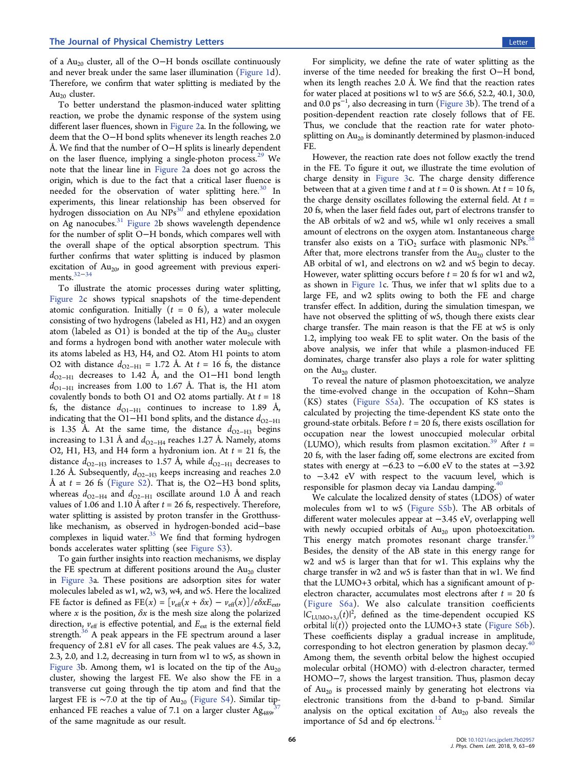of a $Au_{20}$ cluster, all of the O−H bonds oscillate continuously and never break under the same laser illumination (Figure 1d). Therefore, we confirm that water splitting is mediated by the $Au_{20}$ cluster.

To better understand the plasmon-induced water splitting reaction, we probe the dynamic response of the system using different laser fluences, shown in Figure 2a. In the following, we deem that the O−H bond splits whenever its length reaches 2.0 Å. We find that the number of O−H splits is linearly dependent on the laser fluence, implying a single-photon process.[29] We note that the linear line in Figure 2a does not go across the origin, which is due to the fact that a critical laser fluence is needed for the observation of water splitting here.[30] In experiments, this linear relationship has been observed for hydrogen dissociation on Au NPs[30] and ethylene epoxidation on Ag nanocubes.[31] Figure 2b shows wavelength dependence for the number of split O−H bonds, which compares well with the overall shape of the optical absorption spectrum. This further confirms that water splitting is induced by plasmon excitation of $Au_{20}$, in good agreement with previous experiments.[32−34]

To illustrate the atomic processes during water splitting, Figure 2c shows typical snapshots of the time-dependent atomic configuration. Initially ($t$ = 0 fs), a water molecule consisting of two hydrogens (labeled as H1, H2) and an oxygen atom (labeled as O1) is bonded at the tip of the $Au_{20}$ cluster and forms a hydrogen bond with another water molecule with its atoms labeled as H3, H4, and O2. Atom H1 points to atom O2 with distance $d_{O2-H1}$ = 1.72 Å. At $t$ = 16 fs, the distance $d_{O2-H1}$ decreases to 1.42 Å, and the O1−H1 bond length $d_{O1-H1}$ increases from 1.00 to 1.67 Å. That is, the H1 atom covalently bonds to both O1 and O2 atoms partially. At $t$ = 18 fs, the distance $d_{O1-H1}$ continues to increase to 1.89 Å, indicating that the O1−H1 bond splits, and the distance $d_{O2-H1}$ is 1.35 Å. At the same time, the distance $d_{O2-H3}$ begins increasing to 1.31 Å and $d_{O2-H4}$ reaches 1.27 Å. Namely, atoms O2, H1, H3, and H4 form a hydronium ion. At $t$ = 21 fs, the distance $d_{O2-H3}$ increases to 1.57 Å, while $d_{O2-H1}$ decreases to 1.26 Å. Subsequently, $d_{O2-H3}$ keeps increasing and reaches 2.0 Å at $t$ = 26 fs (Figure S2). That is, the O2−H3 bond splits, whereas $d_{O2-H4}$ and $d_{O2-H1}$ oscillate around 1.0 Å and reach values of 1.06 and 1.10 Å after $t$ = 26 fs, respectively. Therefore, water splitting is assisted by proton transfer in the Grotthuss-like mechanism, as observed in hydrogen-bonded acid−base complexes in liquid water.[35] We find that forming hydrogen bonds accelerates water splitting (see Figure S3).

To gain further insights into reaction mechanisms, we display the FE spectrum at different positions around the $Au_{20}$ cluster in Figure 3a. These positions are adsorption sites for water molecules labeled as w1, w2, w3, w4, and w5. Here the localized FE factor is defined as $\mathrm{FE}(x) = [v_{\mathrm{eff}}(x + \delta x) - v_{\mathrm{eff}}(x)]/e\delta x E_{\mathrm{ext}}$, where $x$ is the position, $\delta x$ is the mesh size along the polarized direction, $v_{\mathrm{eff}}$ is effective potential, and $E_{\mathrm{ext}}$ is the external field strength.[36] A peak appears in the FE spectrum around a laser frequency of 2.81 eV for all cases. The peak values are 4.5, 3.2, 2.3, 2.0, and 1.2, decreasing in turn from w1 to w5, as shown in Figure 3b. Among them, w1 is located on the tip of the $Au_{20}$ cluster, showing the largest FE. We also show the FE in a transverse cut going through the tip atom and find that the largest FE is ~7.0 at the tip of $Au_{20}$ (Figure S4). Similar tip-enhanced FE reaches a value of 7.1 on a larger cluster $Ag_{489}$,[37] of the same magnitude as our result.

For simplicity, we define the rate of water splitting as the inverse of the time needed for breaking the first O−H bond, when its length reaches 2.0 Å. We find that the reaction rates for water placed at positions w1 to w5 are 56.6, 52.2, 40.1, 30.0, and 0.0 $\mathrm{ps}^{-1}$, also decreasing in turn (Figure 3b). The trend of a position-dependent reaction rate closely follows that of FE. Thus, we conclude that the reaction rate for water photosplitting on $Au_{20}$ is dominantly determined by plasmon-induced FE.

However, the reaction rate does not follow exactly the trend in the FE. To figure it out, we illustrate the time evolution of charge density in Figure 3c. The charge density difference between that at a given time $t$ and at $t$ = 0 is shown. At $t$ = 10 fs, the charge density oscillates following the external field. At $t$ = 20 fs, when the laser field fades out, part of electrons transfer to the AB orbitals of w2 and w5, while w1 only receives a small amount of electrons on the oxygen atom. Instantaneous charge transfer also exists on a $TiO_2$ surface with plasmonic NPs.[38] After that, more electrons transfer from the $Au_{20}$ cluster to the AB orbital of w1, and electrons on w2 and w5 begin to decay. However, water splitting occurs before $t$ = 20 fs for w1 and w2, as shown in Figure 1c. Thus, we infer that w1 splits due to a large FE, and w2 splits owing to both the FE and charge transfer effect. In addition, during the simulation timespan, we have not observed the splitting of w5, though there exists clear charge transfer. The main reason is that the FE at w5 is only 1.2, implying too weak FE to split water. On the basis of the above analysis, we infer that while a plasmon-induced FE dominates, charge transfer also plays a role for water splitting on the $Au_{20}$ cluster.

To reveal the nature of plasmon photoexcitation, we analyze the time-evolved change in the occupation of Kohn−Sham (KS) states (Figure S5a). The occupation of KS states is calculated by projecting the time-dependent KS state onto the ground-state orbitals. Before $t$ = 20 fs, there exists oscillation for occupation near the lowest unoccupied molecular orbital (LUMO), which results from plasmon excitation.[39] After $t$ = 20 fs, with the laser fading off, some electrons are excited from states with energy at −6.23 to −6.00 eV to the states at −3.92 to −3.42 eV with respect to the vacuum level, which is responsible for plasmon decay via Landau damping.[40]

We calculate the localized density of states (LDOS) of water molecules from w1 to w5 (Figure S5b). The AB orbitals of different water molecules appear at −3.45 eV, overlapping well with newly occupied orbitals of $Au_{20}$ upon photoexcitation. This energy match promotes resonant charge transfer.[19] Besides, the density of the AB state in this energy range for w2 and w5 is larger than that for w1. This explains why the charge transfer in w2 and w5 is faster than that in w1. We find that the LUMO+3 orbital, which has a significant amount of p-electron character, accumulates most electrons after $t$ = 20 fs (Figure S6a). We also calculate transition coefficients $|C_{\mathrm{LUMO+3},i}(t)|^2$, defined as the time-dependent occupied KS orbital $|i(t)\rangle$ projected onto the LUMO+3 state (Figure S6b). These coefficients display a gradual increase in amplitude, corresponding to hot electron generation by plasmon decay.[40] Among them, the seventh orbital below the highest occupied molecular orbital (HOMO) with d-electron character, termed HOMO−7, shows the largest transition. Thus, plasmon decay of $Au_{20}$ is processed mainly by generating hot electrons via electronic transitions from the d-band to p-band. Similar analysis on the optical excitation of $Au_{20}$ also reveals the importance of 5d and 6p electrons.[12]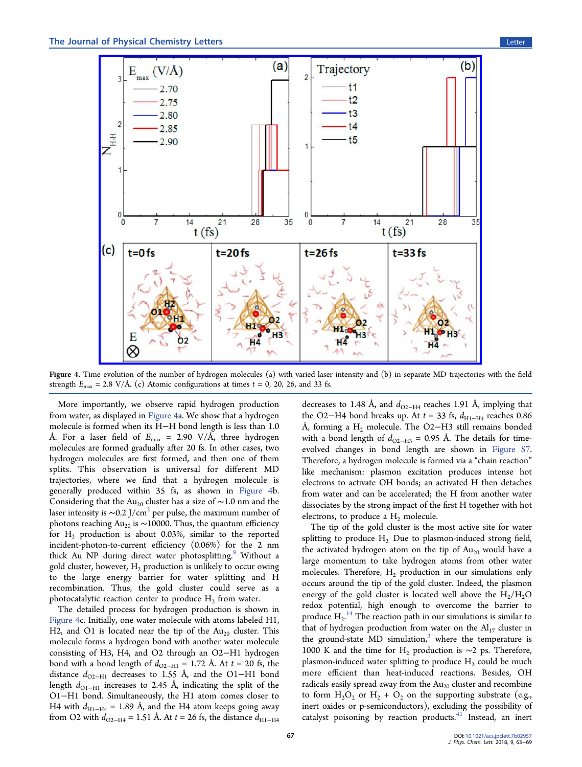Figure 4. Time evolution of the number of hydrogen molecules (a) with varied laser intensity and (b) in separate MD trajectories with the field strength $E_{max}$ = 2.8 V/Å. (c) Atomic configurations at times $t$ = 0, 20, 26, and 33 fs.

More importantly, we observe rapid hydrogen production from water, as displayed in Figure 4a. We show that a hydrogen molecule is formed when its H−H bond length is less than 1.0 Å. For a laser field of $E_{max}$ = 2.90 V/Å, three hydrogen molecules are formed gradually after 20 fs. In other cases, two hydrogen molecules are first formed, and then one of them splits. This observation is universal for different MD trajectories, where we find that a hydrogen molecule is generally produced within 35 fs, as shown in Figure 4b. Considering that the $Au_{20}$ cluster has a size of ∼1.0 nm and the laser intensity is ∼0.2 J/cm$^2$ per pulse, the maximum number of photons reaching $Au_{20}$ is ∼10000. Thus, the quantum efficiency for $H_2$ production is about 0.03%, similar to the reported incident-photon-to-current efficiency (0.06%) for the 2 nm thick Au NP during direct water photosplitting.[8] Without a gold cluster, however, $H_2$ production is unlikely to occur owing to the large energy barrier for water splitting and H recombination. Thus, the gold cluster could serve as a photocatalytic reaction center to produce $H_2$ from water.

The detailed process for hydrogen production is shown in Figure 4c. Initially, one water molecule with atoms labeled H1, H2, and O1 is located near the tip of the $Au_{20}$ cluster. This molecule forms a hydrogen bond with another water molecule consisting of H3, H4, and O2 through an O2−H1 hydrogen bond with a bond length of $d_{O2-H1}$ = 1.72 Å. At $t$ = 20 fs, the distance $d_{O2-H1}$ decreases to 1.55 Å, and the O1−H1 bond length $d_{O1-H1}$ increases to 2.45 Å, indicating the split of the O1−H1 bond. Simultaneously, the H1 atom comes closer to H4 with $d_{H1-H4}$ = 1.89 Å, and the H4 atom keeps going away from O2 with $d_{O2-H4}$ = 1.51 Å. At $t$ = 26 fs, the distance $d_{H1-H4}$ decreases to 1.48 Å, and $d_{O2-H4}$ reaches 1.91 Å, implying that the O2−H4 bond breaks up. At $t$ = 33 fs, $d_{H1-H4}$ reaches 0.86 Å, forming a $H_2$ molecule. The O2−H3 still remains bonded with a bond length of $d_{O2-H3}$ = 0.95 Å. The details for time-evolved changes in bond length are shown in Figure S7. Therefore, a hydrogen molecule is formed via a "chain reaction" like mechanism: plasmon excitation produces intense hot electrons to activate OH bonds; an activated H then detaches from water and can be accelerated; the H from another water dissociates by the strong impact of the first H together with hot electrons, to produce a $H_2$ molecule.

The tip of the gold cluster is the most active site for water splitting to produce $H_2$. Due to plasmon-induced strong field, the activated hydrogen atom on the tip of $Au_{20}$ would have a large momentum to take hydrogen atoms from other water molecules. Therefore, $H_2$ production in our simulations only occurs around the tip of the gold cluster. Indeed, the plasmon energy of the gold cluster is located well above the $H_2$/$H_2O$ redox potential, high enough to overcome the barrier to produce $H_2$.[14] The reaction path in our simulations is similar to that of hydrogen production from water on the $Al_{17}$ cluster in the ground-state MD simulation,[3] where the temperature is 1000 K and the time for $H_2$ production is ∼2 ps. Therefore, plasmon-induced water splitting to produce $H_2$ could be much more efficient than heat-induced reactions. Besides, OH radicals easily spread away from the $Au_{20}$ cluster and recombine to form $H_2O_2$ or $H_2$ + $O_2$ on the supporting substrate (e.g., inert oxides or p-semiconductors), excluding the possibility of catalyst poisoning by reaction products.[41] Instead, an inert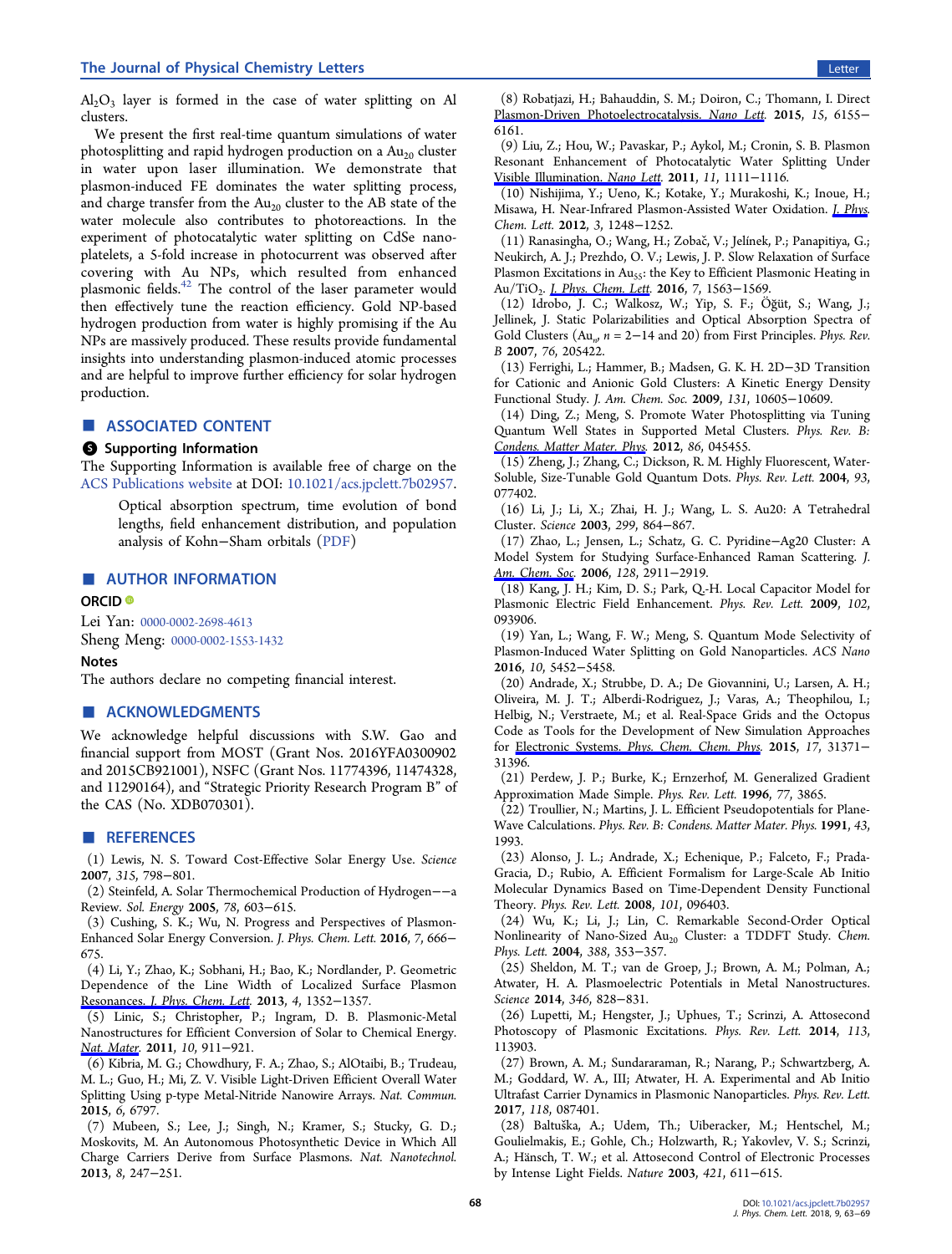$Al_2O_3$ layer is formed in the case of water splitting on Al clusters.

We present the first real-time quantum simulations of water photosplitting and rapid hydrogen production on a $Au_{20}$ cluster in water upon laser illumination. We demonstrate that plasmon-induced FE dominates the water splitting process, and charge transfer from the $Au_{20}$ cluster to the AB state of the water molecule also contributes to photoreactions. In the experiment of photocatalytic water splitting on CdSe nanoplatelets, a 5-fold increase in photocurrent was observed after covering with Au NPs, which resulted from enhanced plasmonic fields.[42] The control of the laser parameter would then effectively tune the reaction efficiency. Gold NP-based hydrogen production from water is highly promising if the Au NPs are massively produced. These results provide fundamental insights into understanding plasmon-induced atomic processes and are helpful to improve further efficiency for solar hydrogen production.

## ■ ASSOCIATED CONTENT

### Supporting Information

The Supporting Information is available free of charge on the ACS Publications website at DOI: 10.1021/acs.jpclett.7b02957.

Optical absorption spectrum, time evolution of bond lengths, field enhancement distribution, and population analysis of Kohn−Sham orbitals (PDF)

## ■ AUTHOR INFORMATION

### ORCID

Lei Yan: 0000-0002-2698-4613

Sheng Meng: 0000-0002-1553-1432

### Notes

The authors declare no competing financial interest.

## ■ ACKNOWLEDGMENTS

We acknowledge helpful discussions with S.W. Gao and financial support from MOST (Grant Nos. 2016YFA0300902 and 2015CB921001), NSFC (Grant Nos. 11774396, 11474328, and 11290164), and "Strategic Priority Research Program B" of the CAS (No. XDB070301).

## ■ REFERENCES

(1) Lewis, N. S. Toward Cost-Effective Solar Energy Use. *Science* **2007**, *315*, 798−801.

(2) Steinfeld, A. Solar Thermochemical Production of Hydrogen−−a Review. *Sol. Energy* **2005**, *78*, 603−615.

(3) Cushing, S. K.; Wu, N. Progress and Perspectives of Plasmon-Enhanced Solar Energy Conversion. *J. Phys. Chem. Lett.* **2016**, *7*, 666−675.

(4) Li, Y.; Zhao, K.; Sobhani, H.; Bao, K.; Nordlander, P. Geometric Dependence of the Line Width of Localized Surface Plasmon Resonances. *J. Phys. Chem. Lett.* **2013**, *4*, 1352−1357.

(5) Linic, S.; Christopher, P.; Ingram, D. B. Plasmonic-Metal Nanostructures for Efficient Conversion of Solar to Chemical Energy. *Nat. Mater.* **2011**, *10*, 911−921.

(6) Kibria, M. G.; Chowdhury, F. A.; Zhao, S.; AlOtaibi, B.; Trudeau, M. L.; Guo, H.; Mi, Z. V. Visible Light-Driven Efficient Overall Water Splitting Using p-type Metal-Nitride Nanowire Arrays. *Nat. Commun.* **2015**, *6*, 6797.

(7) Mubeen, S.; Lee, J.; Singh, N.; Kramer, S.; Stucky, G. D.; Moskovits, M. An Autonomous Photosynthetic Device in Which All Charge Carriers Derive from Surface Plasmons. *Nat. Nanotechnol.* **2013**, *8*, 247−251.

(8) Robatjazi, H.; Bahauddin, S. M.; Doiron, C.; Thomann, I. Direct Plasmon-Driven Photoelectrocatalysis. *Nano Lett.* **2015**, *15*, 6155−6161.

(9) Liu, Z.; Hou, W.; Pavaskar, P.; Aykol, M.; Cronin, S. B. Plasmon Resonant Enhancement of Photocatalytic Water Splitting Under Visible Illumination. *Nano Lett.* **2011**, *11*, 1111−1116.

(10) Nishijima, Y.; Ueno, K.; Kotake, Y.; Murakoshi, K.; Inoue, H.; Misawa, H. Near-Infrared Plasmon-Assisted Water Oxidation. *J. Phys. Chem. Lett.* **2012**, *3*, 1248−1252.

(11) Ranasingha, O.; Wang, H.; Zobač, V.; Jelínek, P.; Panapitiya, G.; Neukirch, A. J.; Prezhdo, O. V.; Lewis, J. P. Slow Relaxation of Surface Plasmon Excitations in $Au_{55}$: the Key to Efficient Plasmonic Heating in $Au/TiO_2$. *J. Phys. Chem. Lett.* **2016**, *7*, 1563−1569.

(12) Idrobo, J. C.; Walkosz, W.; Yip, S. F.; Öğüt, S.; Wang, J.; Jellinek, J. Static Polarizabilities and Optical Absorption Spectra of Gold Clusters ($Au_n$, $n$ = 2−14 and 20) from First Principles. *Phys. Rev. B* **2007**, *76*, 205422.

(13) Ferrighi, L.; Hammer, B.; Madsen, G. K. H. 2D−3D Transition for Cationic and Anionic Gold Clusters: A Kinetic Energy Density Functional Study. *J. Am. Chem. Soc.* **2009**, *131*, 10605−10609.

(14) Ding, Z.; Meng, S. Promote Water Photosplitting via Tuning Quantum Well States in Supported Metal Clusters. *Phys. Rev. B: Condens. Matter Mater. Phys.* **2012**, *86*, 045455.

(15) Zheng, J.; Zhang, C.; Dickson, R. M. Highly Fluorescent, Water-Soluble, Size-Tunable Gold Quantum Dots. *Phys. Rev. Lett.* **2004**, *93*, 077402.

(16) Li, J.; Li, X.; Zhai, H. J.; Wang, L. S. Au20: A Tetrahedral Cluster. *Science* **2003**, *299*, 864−867.

(17) Zhao, L.; Jensen, L.; Schatz, G. C. Pyridine−Ag20 Cluster: A Model System for Studying Surface-Enhanced Raman Scattering. *J. Am. Chem. Soc.* **2006**, *128*, 2911−2919.

(18) Kang, J. H.; Kim, D. S.; Park, Q.-H. Local Capacitor Model for Plasmonic Electric Field Enhancement. *Phys. Rev. Lett.* **2009**, *102*, 093906.

(19) Yan, L.; Wang, F. W.; Meng, S. Quantum Mode Selectivity of Plasmon-Induced Water Splitting on Gold Nanoparticles. *ACS Nano* **2016**, *10*, 5452−5458.

(20) Andrade, X.; Strubbe, D. A.; De Giovannini, U.; Larsen, A. H.; Oliveira, M. J. T.; Alberdi-Rodriguez, J.; Varas, A.; Theophilou, I.; Helbig, N.; Verstraete, M.; et al. Real-Space Grids and the Octopus Code as Tools for the Development of New Simulation Approaches for Electronic Systems. *Phys. Chem. Chem. Phys.* **2015**, *17*, 31371−31396.

(21) Perdew, J. P.; Burke, K.; Ernzerhof, M. Generalized Gradient Approximation Made Simple. *Phys. Rev. Lett.* **1996**, *77*, 3865.

(22) Troullier, N.; Martins, J. L. Efficient Pseudopotentials for Plane-Wave Calculations. *Phys. Rev. B: Condens. Matter Mater. Phys.* **1991**, *43*, 1993.

(23) Alonso, J. L.; Andrade, X.; Echenique, P.; Falceto, F.; Prada-Gracia, D.; Rubio, A. Efficient Formalism for Large-Scale Ab Initio Molecular Dynamics Based on Time-Dependent Density Functional Theory. *Phys. Rev. Lett.* **2008**, *101*, 096403.

(24) Wu, K.; Li, J.; Lin, C. Remarkable Second-Order Optical Nonlinearity of Nano-Sized $Au_{20}$ Cluster: a TDDFT Study. *Chem. Phys. Lett.* **2004**, *388*, 353−357.

(25) Sheldon, M. T.; van de Groep, J.; Brown, A. M.; Polman, A.; Atwater, H. A. Plasmoelectric Potentials in Metal Nanostructures. *Science* **2014**, *346*, 828−831.

(26) Lupetti, M.; Hengster, J.; Uphues, T.; Scrinzi, A. Attosecond Photoscopy of Plasmonic Excitations. *Phys. Rev. Lett.* **2014**, *113*, 113903.

(27) Brown, A. M.; Sundararaman, R.; Narang, P.; Schwartzberg, A. M.; Goddard, W. A., III; Atwater, H. A. Experimental and Ab Initio Ultrafast Carrier Dynamics in Plasmonic Nanoparticles. *Phys. Rev. Lett.* **2017**, *118*, 087401.

(28) Baltuška, A.; Udem, Th.; Uiberacker, M.; Hentschel, M.; Goulielmakis, E.; Gohle, Ch.; Holzwarth, R.; Yakovlev, V. S.; Scrinzi, A.; Hänsch, T. W.; et al. Attosecond Control of Electronic Processes by Intense Light Fields. *Nature* **2003**, *421*, 611−615.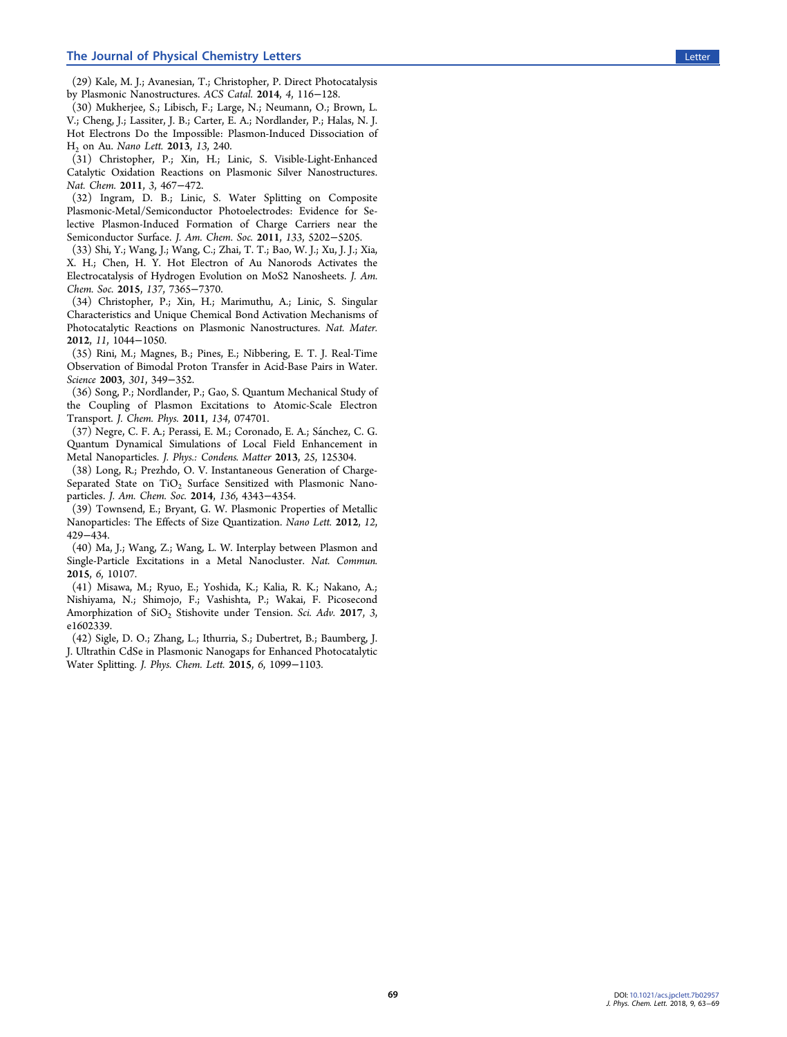(29) Kale, M. J.; Avanesian, T.; Christopher, P. Direct Photocatalysis by Plasmonic Nanostructures. *ACS Catal.* **2014**, *4*, 116−128.

(30) Mukherjee, S.; Libisch, F.; Large, N.; Neumann, O.; Brown, L. V.; Cheng, J.; Lassiter, J. B.; Carter, E. A.; Nordlander, P.; Halas, N. J. Hot Electrons Do the Impossible: Plasmon-Induced Dissociation of $H_2$ on Au. *Nano Lett.* **2013**, *13*, 240.

(31) Christopher, P.; Xin, H.; Linic, S. Visible-Light-Enhanced Catalytic Oxidation Reactions on Plasmonic Silver Nanostructures. *Nat. Chem.* **2011**, *3*, 467−472.

(32) Ingram, D. B.; Linic, S. Water Splitting on Composite Plasmonic-Metal/Semiconductor Photoelectrodes: Evidence for Selective Plasmon-Induced Formation of Charge Carriers near the Semiconductor Surface. *J. Am. Chem. Soc.* **2011**, *133*, 5202−5205.

(33) Shi, Y.; Wang, J.; Wang, C.; Zhai, T. T.; Bao, W. J.; Xu, J. J.; Xia, X. H.; Chen, H. Y. Hot Electron of Au Nanorods Activates the Electrocatalysis of Hydrogen Evolution on MoS2 Nanosheets. *J. Am. Chem. Soc.* **2015**, *137*, 7365−7370.

(34) Christopher, P.; Xin, H.; Marimuthu, A.; Linic, S. Singular Characteristics and Unique Chemical Bond Activation Mechanisms of Photocatalytic Reactions on Plasmonic Nanostructures. *Nat. Mater.* **2012**, *11*, 1044−1050.

(35) Rini, M.; Magnes, B.; Pines, E.; Nibbering, E. T. J. Real-Time Observation of Bimodal Proton Transfer in Acid-Base Pairs in Water. *Science* **2003**, *301*, 349−352.

(36) Song, P.; Nordlander, P.; Gao, S. Quantum Mechanical Study of the Coupling of Plasmon Excitations to Atomic-Scale Electron Transport. *J. Chem. Phys.* **2011**, *134*, 074701.

(37) Negre, C. F. A.; Perassi, E. M.; Coronado, E. A.; Sánchez, C. G. Quantum Dynamical Simulations of Local Field Enhancement in Metal Nanoparticles. *J. Phys.: Condens. Matter* **2013**, *25*, 125304.

(38) Long, R.; Prezhdo, O. V. Instantaneous Generation of Charge-Separated State on $TiO_2$ Surface Sensitized with Plasmonic Nanoparticles. *J. Am. Chem. Soc.* **2014**, *136*, 4343−4354.

(39) Townsend, E.; Bryant, G. W. Plasmonic Properties of Metallic Nanoparticles: The Effects of Size Quantization. *Nano Lett.* **2012**, *12*, 429−434.

(40) Ma, J.; Wang, Z.; Wang, L. W. Interplay between Plasmon and Single-Particle Excitations in a Metal Nanocluster. *Nat. Commun.* **2015**, *6*, 10107.

(41) Misawa, M.; Ryuo, E.; Yoshida, K.; Kalia, R. K.; Nakano, A.; Nishiyama, N.; Shimojo, F.; Vashishta, P.; Wakai, F. Picosecond Amorphization of $SiO_2$ Stishovite under Tension. *Sci. Adv.* **2017**, *3*, e1602339.

(42) Sigle, D. O.; Zhang, L.; Ithurria, S.; Dubertret, B.; Baumberg, J. J. Ultrathin CdSe in Plasmonic Nanogaps for Enhanced Photocatalytic Water Splitting. *J. Phys. Chem. Lett.* **2015**, *6*, 1099−1103.